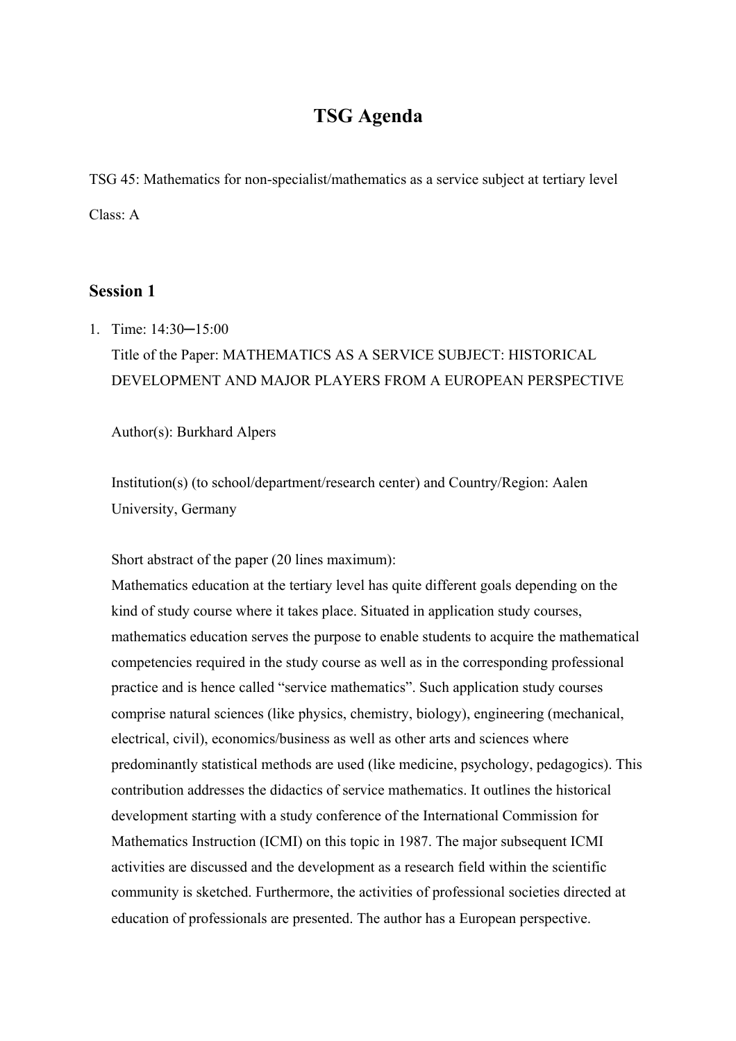# TSG Agenda

TSG 45: Mathematics for non-specialist/mathematics as a service subject at tertiary level

Class: A

## Session 1

1. Time: 14:30─15:00

   Title of the Paper: MATHEMATICS AS A SERVICE SUBJECT: HISTORICAL DEVELOPMENT AND MAJOR PLAYERS FROM A EUROPEAN PERSPECTIVE

   Author(s): Burkhard Alpers

   Institution(s) (to school/department/research center) and Country/Region: Aalen University, Germany

   Short abstract of the paper (20 lines maximum):

   Mathematics education at the tertiary level has quite different goals depending on the kind of study course where it takes place. Situated in application study courses, mathematics education serves the purpose to enable students to acquire the mathematical competencies required in the study course as well as in the corresponding professional practice and is hence called "service mathematics". Such application study courses comprise natural sciences (like physics, chemistry, biology), engineering (mechanical, electrical, civil), economics/business as well as other arts and sciences where predominantly statistical methods are used (like medicine, psychology, pedagogics). This contribution addresses the didactics of service mathematics. It outlines the historical development starting with a study conference of the International Commission for Mathematics Instruction (ICMI) on this topic in 1987. The major subsequent ICMI activities are discussed and the development as a research field within the scientific community is sketched. Furthermore, the activities of professional societies directed at education of professionals are presented. The author has a European perspective.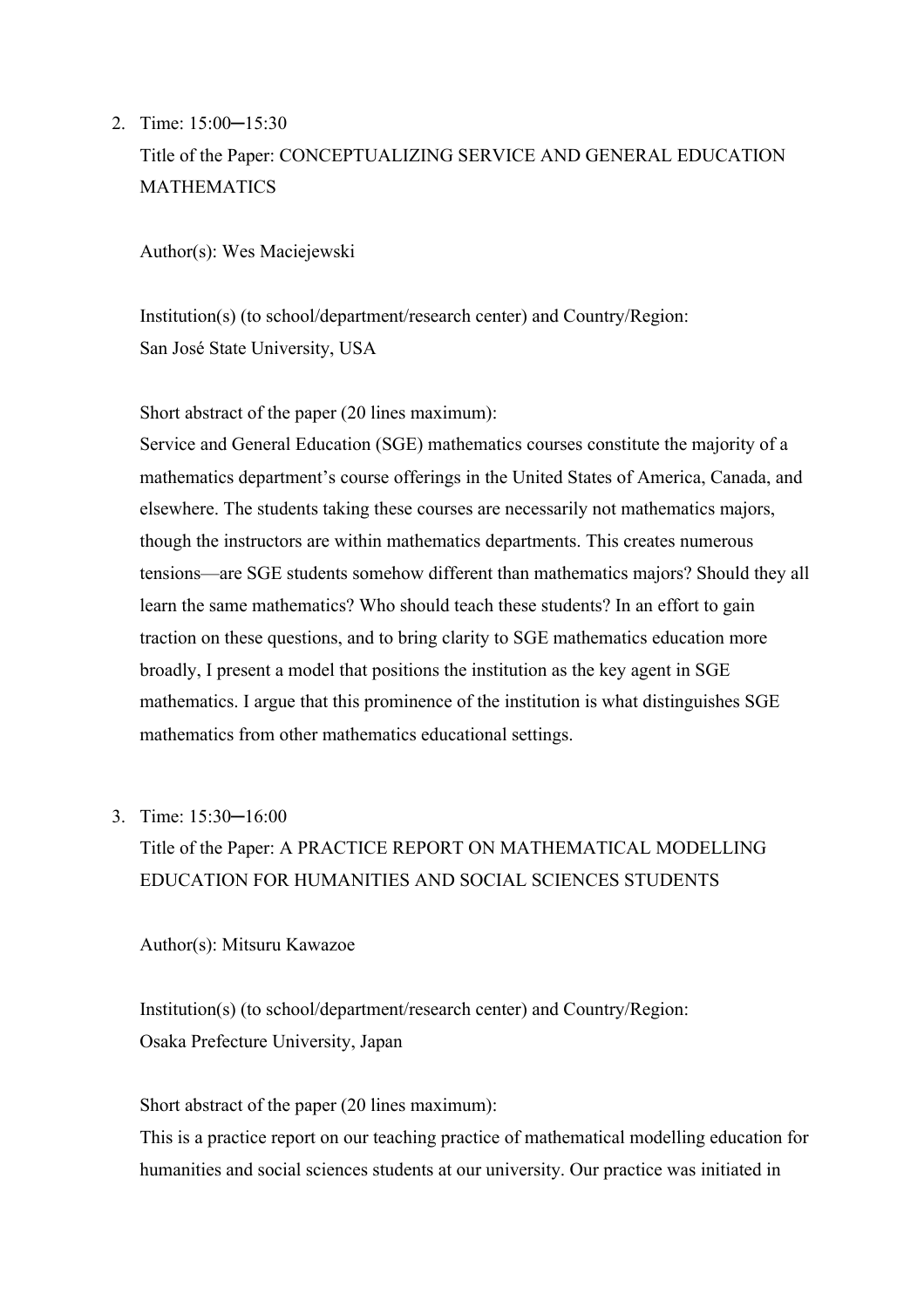2. Time: 15:00─15:30

   Title of the Paper: CONCEPTUALIZING SERVICE AND GENERAL EDUCATION MATHEMATICS

   Author(s): Wes Maciejewski

   Institution(s) (to school/department/research center) and Country/Region:
   San José State University, USA

   Short abstract of the paper (20 lines maximum):
   Service and General Education (SGE) mathematics courses constitute the majority of a mathematics department's course offerings in the United States of America, Canada, and elsewhere. The students taking these courses are necessarily not mathematics majors, though the instructors are within mathematics departments. This creates numerous tensions—are SGE students somehow different than mathematics majors? Should they all learn the same mathematics? Who should teach these students? In an effort to gain traction on these questions, and to bring clarity to SGE mathematics education more broadly, I present a model that positions the institution as the key agent in SGE mathematics. I argue that this prominence of the institution is what distinguishes SGE mathematics from other mathematics educational settings.

3. Time: 15:30─16:00

   Title of the Paper: A PRACTICE REPORT ON MATHEMATICAL MODELLING EDUCATION FOR HUMANITIES AND SOCIAL SCIENCES STUDENTS

   Author(s): Mitsuru Kawazoe

   Institution(s) (to school/department/research center) and Country/Region:
   Osaka Prefecture University, Japan

   Short abstract of the paper (20 lines maximum):
   This is a practice report on our teaching practice of mathematical modelling education for humanities and social sciences students at our university. Our practice was initiated in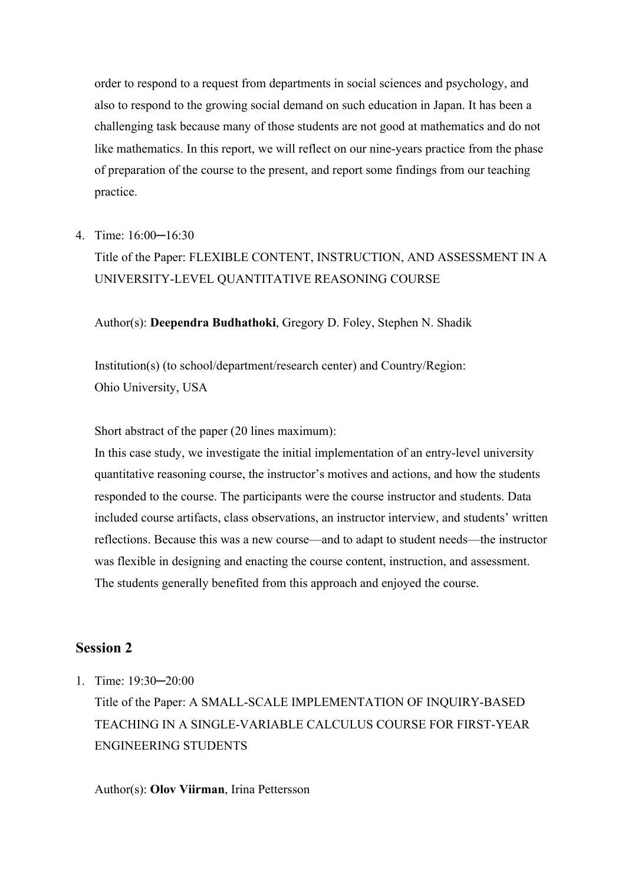order to respond to a request from departments in social sciences and psychology, and also to respond to the growing social demand on such education in Japan. It has been a challenging task because many of those students are not good at mathematics and do not like mathematics. In this report, we will reflect on our nine-years practice from the phase of preparation of the course to the present, and report some findings from our teaching practice.

4. Time: 16:00─16:30

   Title of the Paper: FLEXIBLE CONTENT, INSTRUCTION, AND ASSESSMENT IN A UNIVERSITY-LEVEL QUANTITATIVE REASONING COURSE

   Author(s): **Deependra Budhathoki**, Gregory D. Foley, Stephen N. Shadik

   Institution(s) (to school/department/research center) and Country/Region:
   Ohio University, USA

   Short abstract of the paper (20 lines maximum):
   In this case study, we investigate the initial implementation of an entry-level university quantitative reasoning course, the instructor's motives and actions, and how the students responded to the course. The participants were the course instructor and students. Data included course artifacts, class observations, an instructor interview, and students' written reflections. Because this was a new course—and to adapt to student needs—the instructor was flexible in designing and enacting the course content, instruction, and assessment. The students generally benefited from this approach and enjoyed the course.

## Session 2

1. Time: 19:30─20:00

   Title of the Paper: A SMALL-SCALE IMPLEMENTATION OF INQUIRY-BASED TEACHING IN A SINGLE-VARIABLE CALCULUS COURSE FOR FIRST-YEAR ENGINEERING STUDENTS

   Author(s): **Olov Viirman**, Irina Pettersson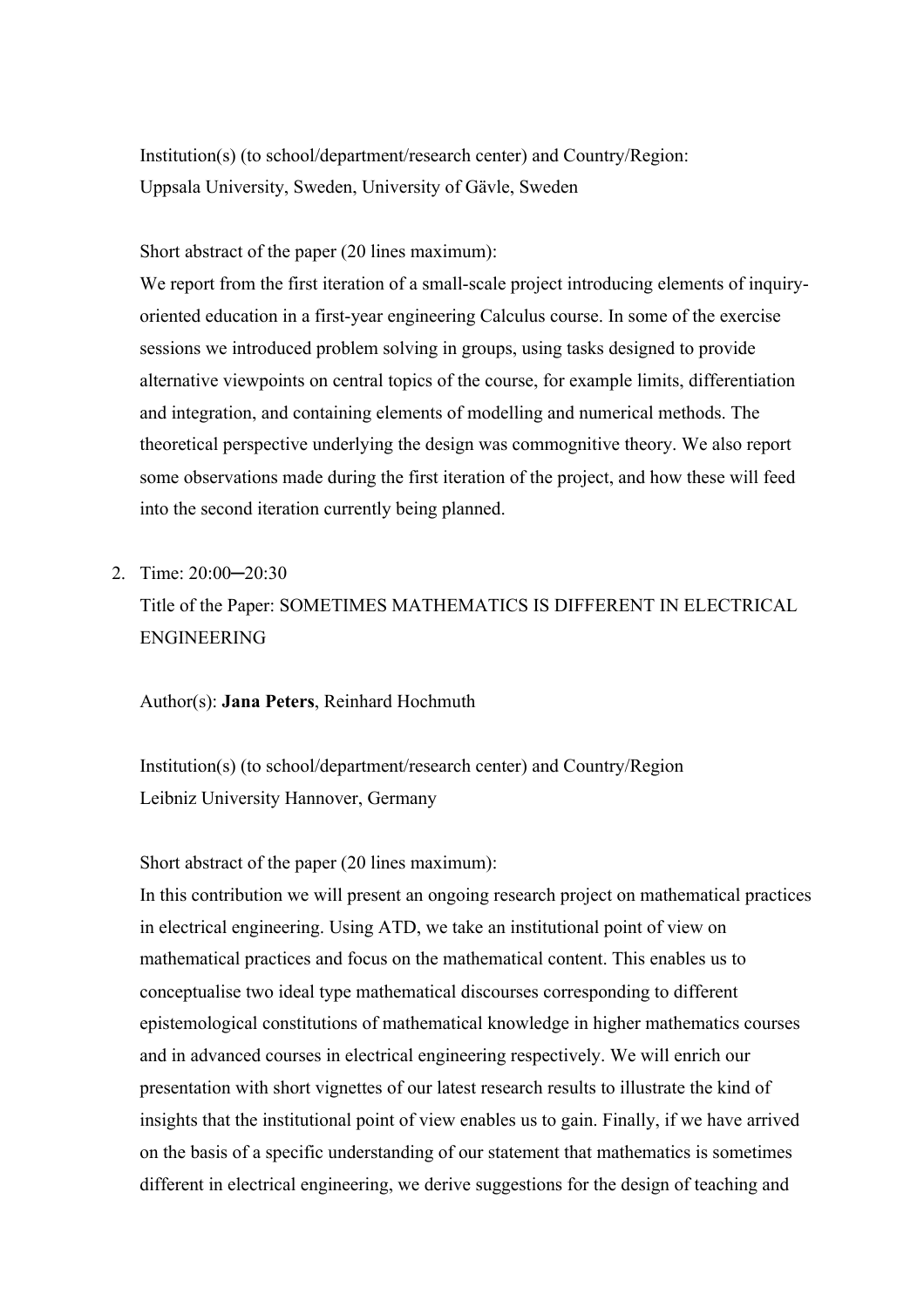Institution(s) (to school/department/research center) and Country/Region:
Uppsala University, Sweden, University of Gävle, Sweden

Short abstract of the paper (20 lines maximum):
We report from the first iteration of a small-scale project introducing elements of inquiry-oriented education in a first-year engineering Calculus course. In some of the exercise sessions we introduced problem solving in groups, using tasks designed to provide alternative viewpoints on central topics of the course, for example limits, differentiation and integration, and containing elements of modelling and numerical methods. The theoretical perspective underlying the design was commognitive theory. We also report some observations made during the first iteration of the project, and how these will feed into the second iteration currently being planned.

2. Time: 20:00─20:30
   Title of the Paper: SOMETIMES MATHEMATICS IS DIFFERENT IN ELECTRICAL ENGINEERING

   Author(s): **Jana Peters**, Reinhard Hochmuth

   Institution(s) (to school/department/research center) and Country/Region
   Leibniz University Hannover, Germany

   Short abstract of the paper (20 lines maximum):
   In this contribution we will present an ongoing research project on mathematical practices in electrical engineering. Using ATD, we take an institutional point of view on mathematical practices and focus on the mathematical content. This enables us to conceptualise two ideal type mathematical discourses corresponding to different epistemological constitutions of mathematical knowledge in higher mathematics courses and in advanced courses in electrical engineering respectively. We will enrich our presentation with short vignettes of our latest research results to illustrate the kind of insights that the institutional point of view enables us to gain. Finally, if we have arrived on the basis of a specific understanding of our statement that mathematics is sometimes different in electrical engineering, we derive suggestions for the design of teaching and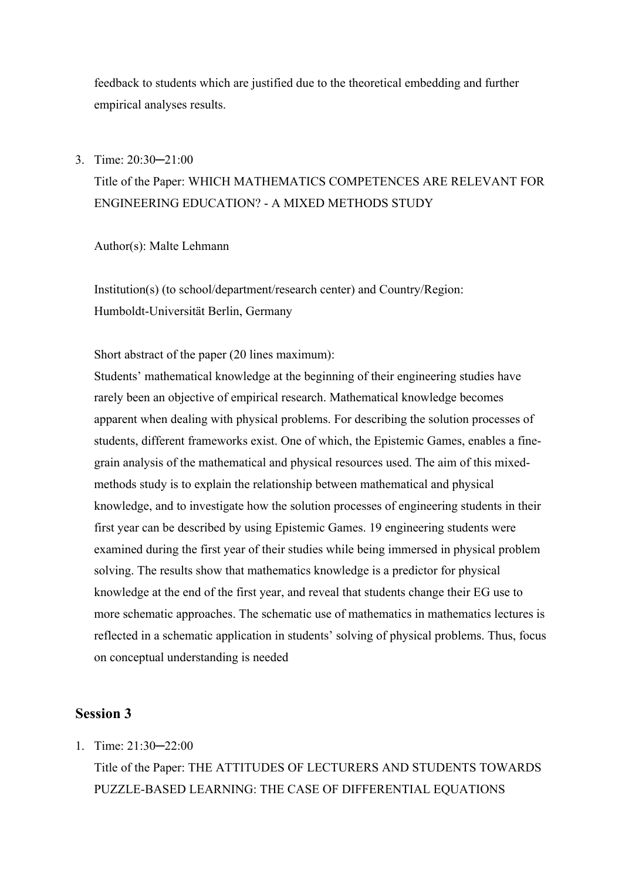feedback to students which are justified due to the theoretical embedding and further empirical analyses results.

3. Time: 20:30─21:00

   Title of the Paper: WHICH MATHEMATICS COMPETENCES ARE RELEVANT FOR ENGINEERING EDUCATION? - A MIXED METHODS STUDY

   Author(s): Malte Lehmann

   Institution(s) (to school/department/research center) and Country/Region: Humboldt-Universität Berlin, Germany

   Short abstract of the paper (20 lines maximum):

   Students' mathematical knowledge at the beginning of their engineering studies have rarely been an objective of empirical research. Mathematical knowledge becomes apparent when dealing with physical problems. For describing the solution processes of students, different frameworks exist. One of which, the Epistemic Games, enables a fine-grain analysis of the mathematical and physical resources used. The aim of this mixed-methods study is to explain the relationship between mathematical and physical knowledge, and to investigate how the solution processes of engineering students in their first year can be described by using Epistemic Games. 19 engineering students were examined during the first year of their studies while being immersed in physical problem solving. The results show that mathematics knowledge is a predictor for physical knowledge at the end of the first year, and reveal that students change their EG use to more schematic approaches. The schematic use of mathematics in mathematics lectures is reflected in a schematic application in students' solving of physical problems. Thus, focus on conceptual understanding is needed

## Session 3

1. Time: 21:30─22:00

   Title of the Paper: THE ATTITUDES OF LECTURERS AND STUDENTS TOWARDS PUZZLE-BASED LEARNING: THE CASE OF DIFFERENTIAL EQUATIONS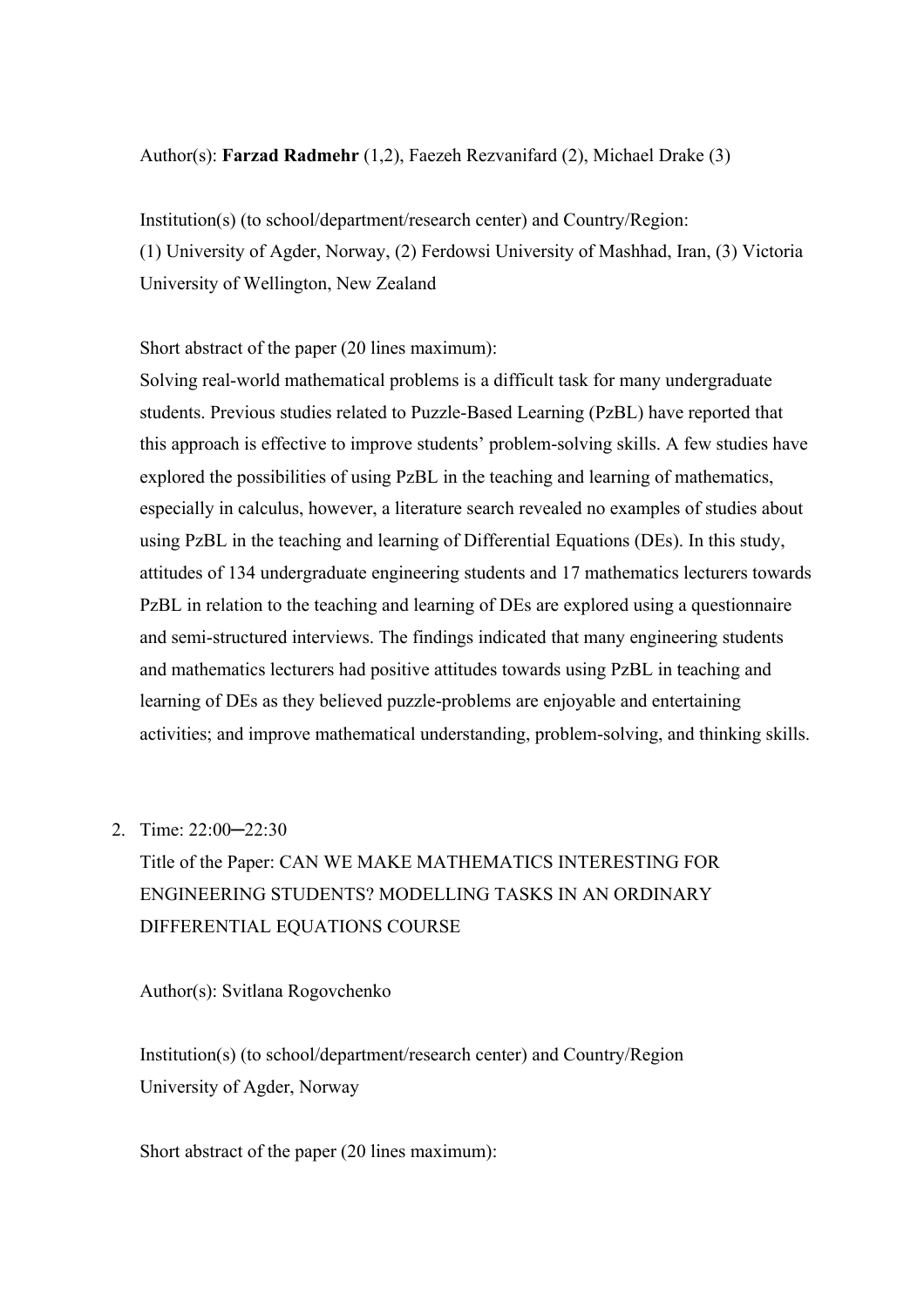Author(s): **Farzad Radmehr** (1,2), Faezeh Rezvanifard (2), Michael Drake (3)

Institution(s) (to school/department/research center) and Country/Region:
(1) University of Agder, Norway, (2) Ferdowsi University of Mashhad, Iran, (3) Victoria University of Wellington, New Zealand

Short abstract of the paper (20 lines maximum):
Solving real-world mathematical problems is a difficult task for many undergraduate students. Previous studies related to Puzzle-Based Learning (PzBL) have reported that this approach is effective to improve students' problem-solving skills. A few studies have explored the possibilities of using PzBL in the teaching and learning of mathematics, especially in calculus, however, a literature search revealed no examples of studies about using PzBL in the teaching and learning of Differential Equations (DEs). In this study, attitudes of 134 undergraduate engineering students and 17 mathematics lecturers towards PzBL in relation to the teaching and learning of DEs are explored using a questionnaire and semi-structured interviews. The findings indicated that many engineering students and mathematics lecturers had positive attitudes towards using PzBL in teaching and learning of DEs as they believed puzzle-problems are enjoyable and entertaining activities; and improve mathematical understanding, problem-solving, and thinking skills.

2. Time: 22:00─22:30
   Title of the Paper: CAN WE MAKE MATHEMATICS INTERESTING FOR ENGINEERING STUDENTS? MODELLING TASKS IN AN ORDINARY DIFFERENTIAL EQUATIONS COURSE

   Author(s): Svitlana Rogovchenko

   Institution(s) (to school/department/research center) and Country/Region
   University of Agder, Norway

   Short abstract of the paper (20 lines maximum):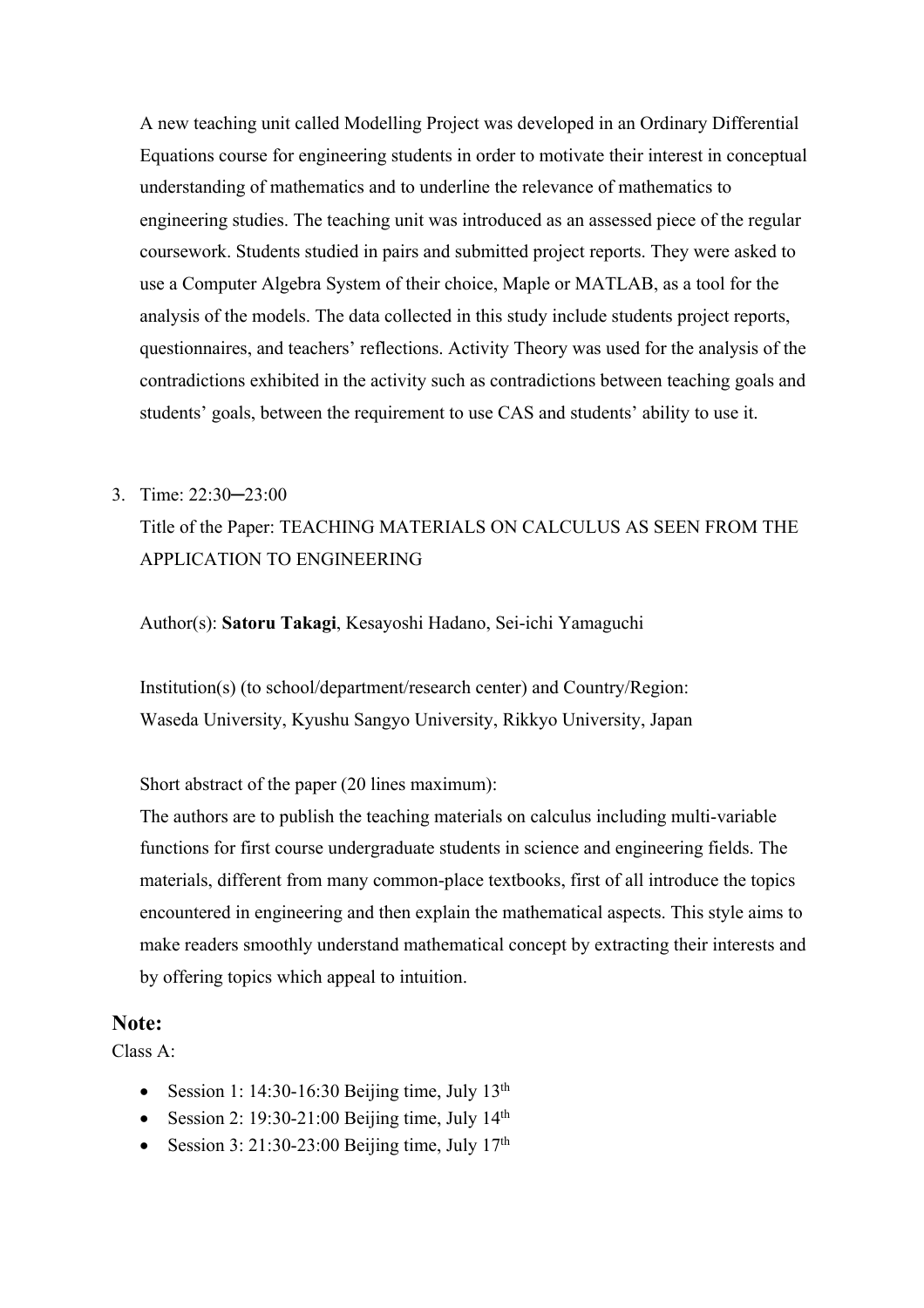A new teaching unit called Modelling Project was developed in an Ordinary Differential Equations course for engineering students in order to motivate their interest in conceptual understanding of mathematics and to underline the relevance of mathematics to engineering studies. The teaching unit was introduced as an assessed piece of the regular coursework. Students studied in pairs and submitted project reports. They were asked to use a Computer Algebra System of their choice, Maple or MATLAB, as a tool for the analysis of the models. The data collected in this study include students project reports, questionnaires, and teachers' reflections. Activity Theory was used for the analysis of the contradictions exhibited in the activity such as contradictions between teaching goals and students' goals, between the requirement to use CAS and students' ability to use it.

3. Time: 22:30─23:00

   Title of the Paper: TEACHING MATERIALS ON CALCULUS AS SEEN FROM THE APPLICATION TO ENGINEERING

   Author(s): **Satoru Takagi**, Kesayoshi Hadano, Sei-ichi Yamaguchi

   Institution(s) (to school/department/research center) and Country/Region:
   Waseda University, Kyushu Sangyo University, Rikkyo University, Japan

   Short abstract of the paper (20 lines maximum):
   The authors are to publish the teaching materials on calculus including multi-variable functions for first course undergraduate students in science and engineering fields. The materials, different from many common-place textbooks, first of all introduce the topics encountered in engineering and then explain the mathematical aspects. This style aims to make readers smoothly understand mathematical concept by extracting their interests and by offering topics which appeal to intuition.

## Note:

Class A:

- Session 1: 14:30-16:30 Beijing time, July 13th
- Session 2: 19:30-21:00 Beijing time, July 14th
- Session 3: 21:30-23:00 Beijing time, July 17th